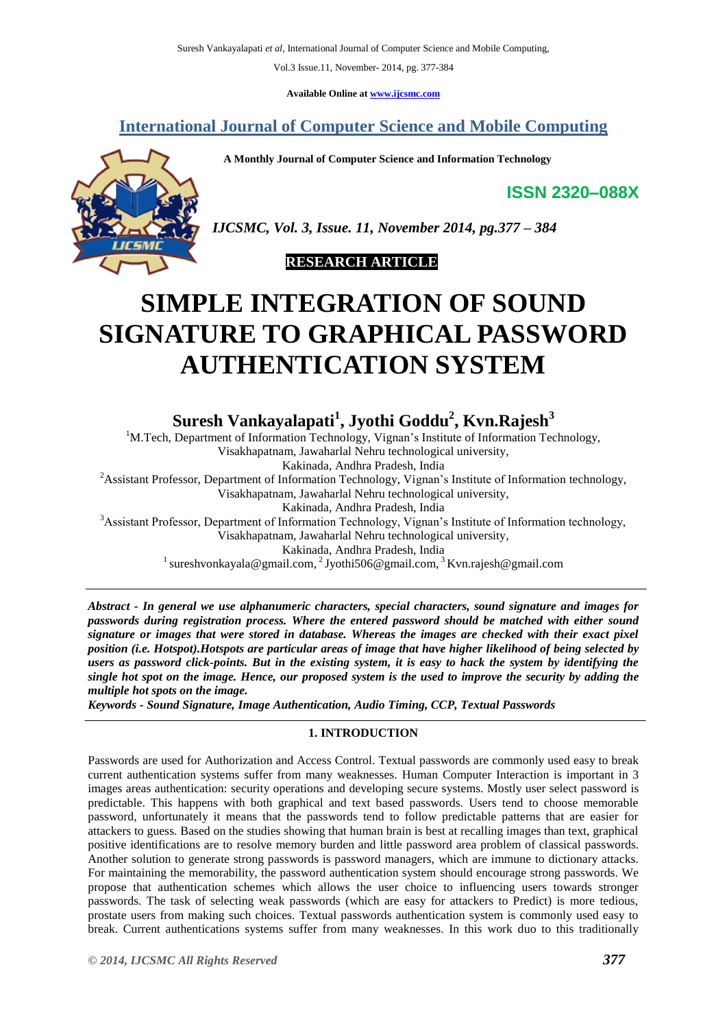# International Journal of Computer Science and Mobile Computing

**A Monthly Journal of Computer Science and Information Technology**

**ISSN 2320–088X**

***IJCSMC, Vol. 3, Issue. 11, November 2014, pg.377 – 384***

**RESEARCH ARTICLE**

# SIMPLE INTEGRATION OF SOUND SIGNATURE TO GRAPHICAL PASSWORD AUTHENTICATION SYSTEM

**Suresh Vankayalapati[1], Jyothi Goddu[2], Kvn.Rajesh[3]**

[1]M.Tech, Department of Information Technology, Vignan's Institute of Information Technology, Visakhapatnam, Jawaharlal Nehru technological university, Kakinada, Andhra Pradesh, India

[2]Assistant Professor, Department of Information Technology, Vignan's Institute of Information technology, Visakhapatnam, Jawaharlal Nehru technological university, Kakinada, Andhra Pradesh, India

[3]Assistant Professor, Department of Information Technology, Vignan's Institute of Information technology, Visakhapatnam, Jawaharlal Nehru technological university, Kakinada, Andhra Pradesh, India

[1] sureshvonkayala@gmail.com, [2] Jyothi506@gmail.com, [3] Kvn.rajesh@gmail.com

***Abstract - In general we use alphanumeric characters, special characters, sound signature and images for passwords during registration process. Where the entered password should be matched with either sound signature or images that were stored in database. Whereas the images are checked with their exact pixel position (i.e. Hotspot).Hotspots are particular areas of image that have higher likelihood of being selected by users as password click-points. But in the existing system, it is easy to hack the system by identifying the single hot spot on the image. Hence, our proposed system is the used to improve the security by adding the multiple hot spots on the image.***

***Keywords - Sound Signature, Image Authentication, Audio Timing, CCP, Textual Passwords***

## 1. INTRODUCTION

Passwords are used for Authorization and Access Control. Textual passwords are commonly used easy to break current authentication systems suffer from many weaknesses. Human Computer Interaction is important in 3 images areas authentication: security operations and developing secure systems. Mostly user select password is predictable. This happens with both graphical and text based passwords. Users tend to choose memorable password, unfortunately it means that the passwords tend to follow predictable patterns that are easier for attackers to guess. Based on the studies showing that human brain is best at recalling images than text, graphical positive identifications are to resolve memory burden and little password area problem of classical passwords. Another solution to generate strong passwords is password managers, which are immune to dictionary attacks. For maintaining the memorability, the password authentication system should encourage strong passwords. We propose that authentication schemes which allows the user choice to influencing users towards stronger passwords. The task of selecting weak passwords (which are easy for attackers to Predict) is more tedious, prostate users from making such choices. Textual passwords authentication system is commonly used easy to break. Current authentications systems suffer from many weaknesses. In this work duo to this traditionally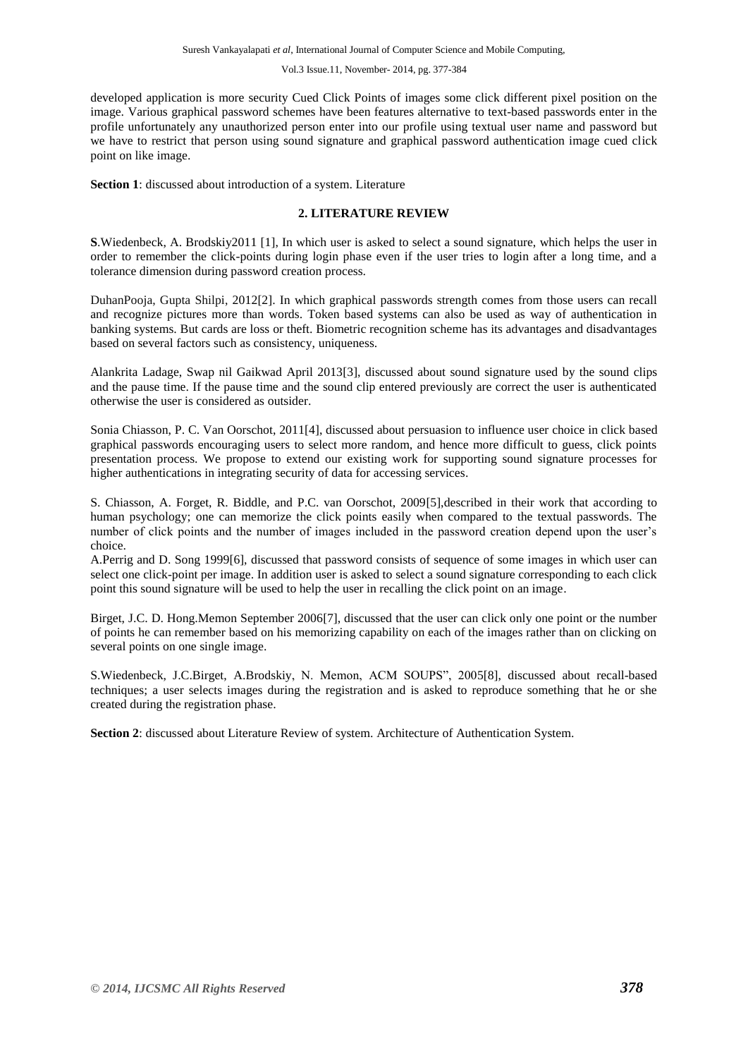developed application is more security Cued Click Points of images some click different pixel position on the image. Various graphical password schemes have been features alternative to text-based passwords enter in the profile unfortunately any unauthorized person enter into our profile using textual user name and password but we have to restrict that person using sound signature and graphical password authentication image cued click point on like image.

**Section 1**: discussed about introduction of a system. Literature

## 2. LITERATURE REVIEW

**S**.Wiedenbeck, A. Brodskiy2011 [1], In which user is asked to select a sound signature, which helps the user in order to remember the click-points during login phase even if the user tries to login after a long time, and a tolerance dimension during password creation process.

DuhanPooja, Gupta Shilpi, 2012[2]. In which graphical passwords strength comes from those users can recall and recognize pictures more than words. Token based systems can also be used as way of authentication in banking systems. But cards are loss or theft. Biometric recognition scheme has its advantages and disadvantages based on several factors such as consistency, uniqueness.

Alankrita Ladage, Swap nil Gaikwad April 2013[3], discussed about sound signature used by the sound clips and the pause time. If the pause time and the sound clip entered previously are correct the user is authenticated otherwise the user is considered as outsider.

Sonia Chiasson, P. C. Van Oorschot, 2011[4], discussed about persuasion to influence user choice in click based graphical passwords encouraging users to select more random, and hence more difficult to guess, click points presentation process. We propose to extend our existing work for supporting sound signature processes for higher authentications in integrating security of data for accessing services.

S. Chiasson, A. Forget, R. Biddle, and P.C. van Oorschot, 2009[5],described in their work that according to human psychology; one can memorize the click points easily when compared to the textual passwords. The number of click points and the number of images included in the password creation depend upon the user's choice.

A.Perrig and D. Song 1999[6], discussed that password consists of sequence of some images in which user can select one click-point per image. In addition user is asked to select a sound signature corresponding to each click point this sound signature will be used to help the user in recalling the click point on an image.

Birget, J.C. D. Hong.Memon September 2006[7], discussed that the user can click only one point or the number of points he can remember based on his memorizing capability on each of the images rather than on clicking on several points on one single image.

S.Wiedenbeck, J.C.Birget, A.Brodskiy, N. Memon, ACM SOUPS", 2005[8], discussed about recall-based techniques; a user selects images during the registration and is asked to reproduce something that he or she created during the registration phase.

**Section 2**: discussed about Literature Review of system. Architecture of Authentication System.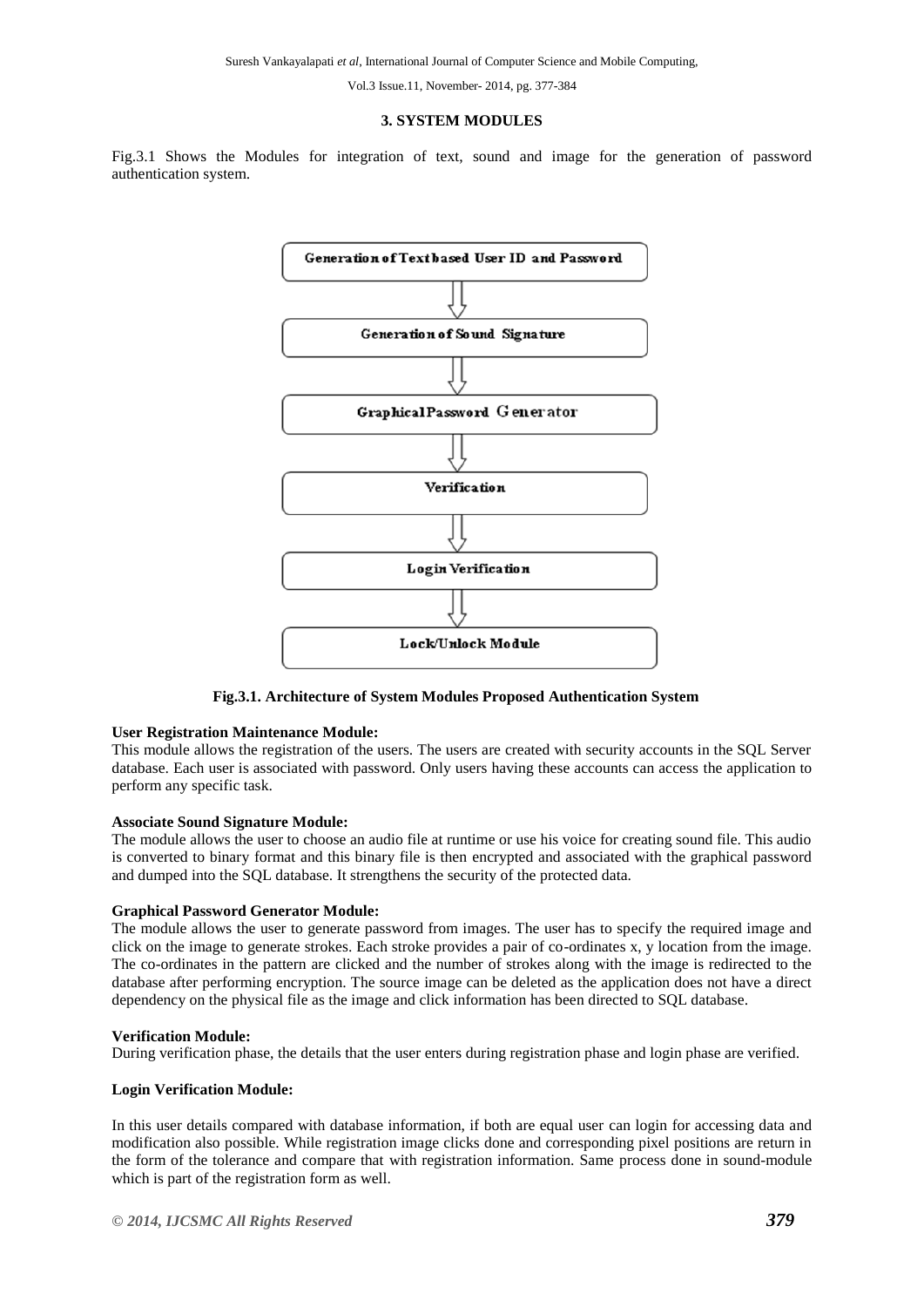## 3. SYSTEM MODULES

Fig.3.1 Shows the Modules for integration of text, sound and image for the generation of password authentication system.

Generation of Text based User ID and Password

Generation of Sound Signature

Graphical Password Generator

Verification

Login Verification

Lock/Unlock Module

**Fig.3.1. Architecture of System Modules Proposed Authentication System**

**User Registration Maintenance Module:**
This module allows the registration of the users. The users are created with security accounts in the SQL Server database. Each user is associated with password. Only users having these accounts can access the application to perform any specific task.

**Associate Sound Signature Module:**
The module allows the user to choose an audio file at runtime or use his voice for creating sound file. This audio is converted to binary format and this binary file is then encrypted and associated with the graphical password and dumped into the SQL database. It strengthens the security of the protected data.

**Graphical Password Generator Module:**
The module allows the user to generate password from images. The user has to specify the required image and click on the image to generate strokes. Each stroke provides a pair of co-ordinates x, y location from the image. The co-ordinates in the pattern are clicked and the number of strokes along with the image is redirected to the database after performing encryption. The source image can be deleted as the application does not have a direct dependency on the physical file as the image and click information has been directed to SQL database.

**Verification Module:**
During verification phase, the details that the user enters during registration phase and login phase are verified.

**Login Verification Module:**

In this user details compared with database information, if both are equal user can login for accessing data and modification also possible. While registration image clicks done and corresponding pixel positions are return in the form of the tolerance and compare that with registration information. Same process done in sound-module which is part of the registration form as well.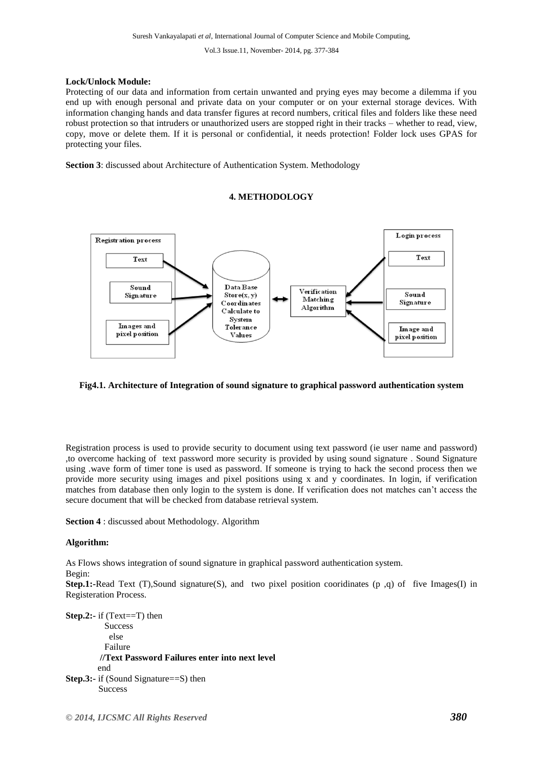**Lock/Unlock Module:**

Protecting of our data and information from certain unwanted and prying eyes may become a dilemma if you end up with enough personal and private data on your computer or on your external storage devices. With information changing hands and data transfer figures at record numbers, critical files and folders like these need robust protection so that intruders or unauthorized users are stopped right in their tracks – whether to read, view, copy, move or delete them. If it is personal or confidential, it needs protection! Folder lock uses GPAS for protecting your files.

**Section 3**: discussed about Architecture of Authentication System. Methodology

## 4. METHODOLOGY

Registration process

Text

Sound Signature

Images and pixel position

Data Base Store(x, y) Coordinates Calculate to System Tolerance Values

Verification Matching Algorithm

Login process

Text

Sound Signature

Image and pixel position

**Fig4.1. Architecture of Integration of sound signature to graphical password authentication system**

Registration process is used to provide security to document using text password (ie user name and password) ,to overcome hacking of text password more security is provided by using sound signature . Sound Signature using .wave form of timer tone is used as password. If someone is trying to hack the second process then we provide more security using images and pixel positions using x and y coordinates. In login, if verification matches from database then only login to the system is done. If verification does not matches can't access the secure document that will be checked from database retrieval system.

**Section 4** : discussed about Methodology. Algorithm

**Algorithm:**

As Flows shows integration of sound signature in graphical password authentication system.

Begin:

**Step.1:-**Read Text (T),Sound signature(S), and two pixel position cooridinates (p ,q) of five Images(I) in Registeration Process.

**Step.2:-** if (Text==T) then
  Success
   else
  Failure
 **//Text Password Failures enter into next level**
 end

**Step.3:-** if (Sound Signature==S) then
  Success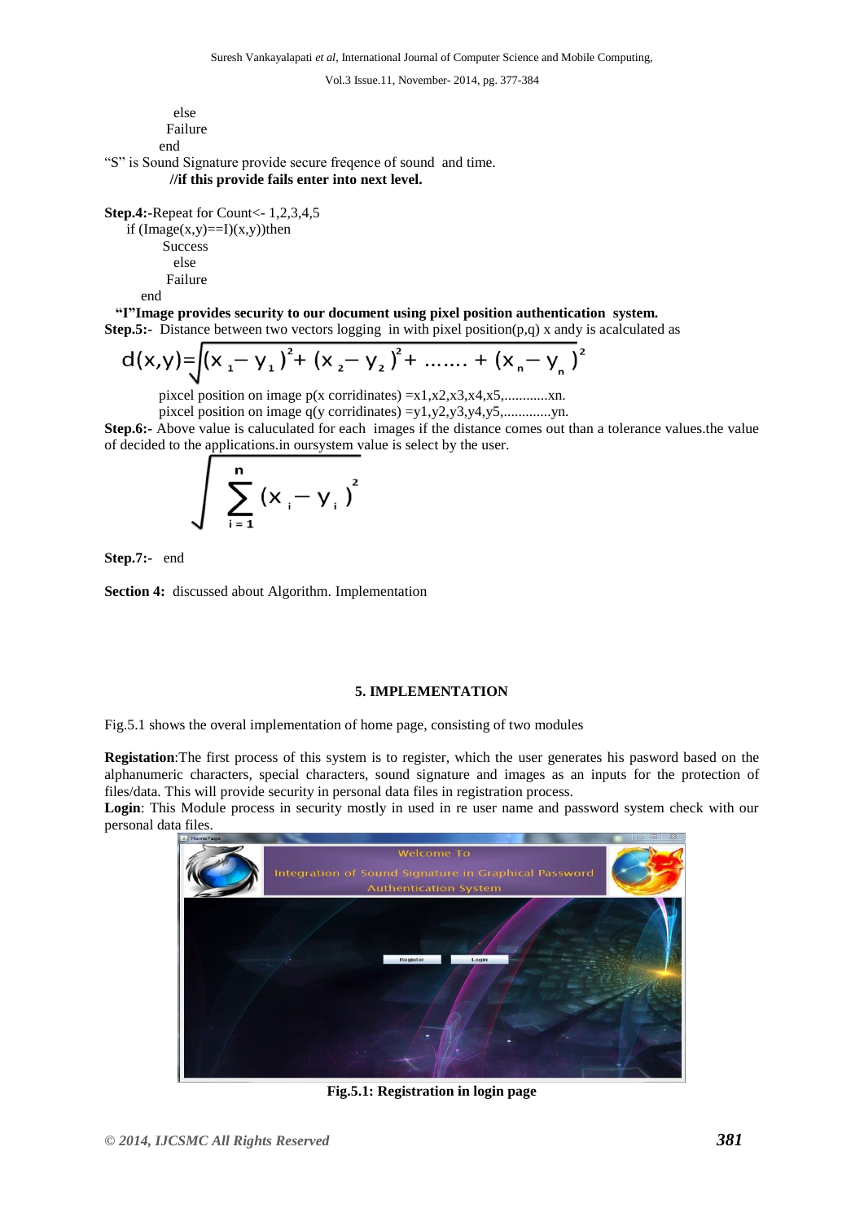else

Failure

end

"S" is Sound Signature provide secure freqence of sound and time.

**//if this provide fails enter into next level.**

**Step.4:-**Repeat for Count<- 1,2,3,4,5

if (Image(x,y)==I)(x,y))then

Success

else

Failure

end

**"I"Image provides security to our document using pixel position authentication system.**

**Step.5:-** Distance between two vectors logging in with pixel position(p,q) x andy is acalculated as

$$d(x,y)=\sqrt{(x_1-y_1)^2+(x_2-y_2)^2+\ldots\ldots+(x_n-y_n)^2}$$

pixcel position on image p(x corridinates) =x1,x2,x3,x4,x5,............xn.

pixcel position on image q(y corridinates) =y1,y2,y3,y4,y5,.............yn.

**Step.6:-** Above value is caluculated for each images if the distance comes out than a tolerance values.the value of decided to the applications.in oursystem value is select by the user.

$$\sqrt{\sum_{i=1}^{n}(x_i-y_i)^2}$$

**Step.7:-** end

**Section 4:** discussed about Algorithm. Implementation

## 5. IMPLEMENTATION

Fig.5.1 shows the overal implementation of home page, consisting of two modules

**Registation**:The first process of this system is to register, which the user generates his pasword based on the alphanumeric characters, special characters, sound signature and images as an inputs for the protection of files/data. This will provide security in personal data files in registration process.

**Login**: This Module process in security mostly in used in re user name and password system check with our personal data files.

**Fig.5.1: Registration in login page**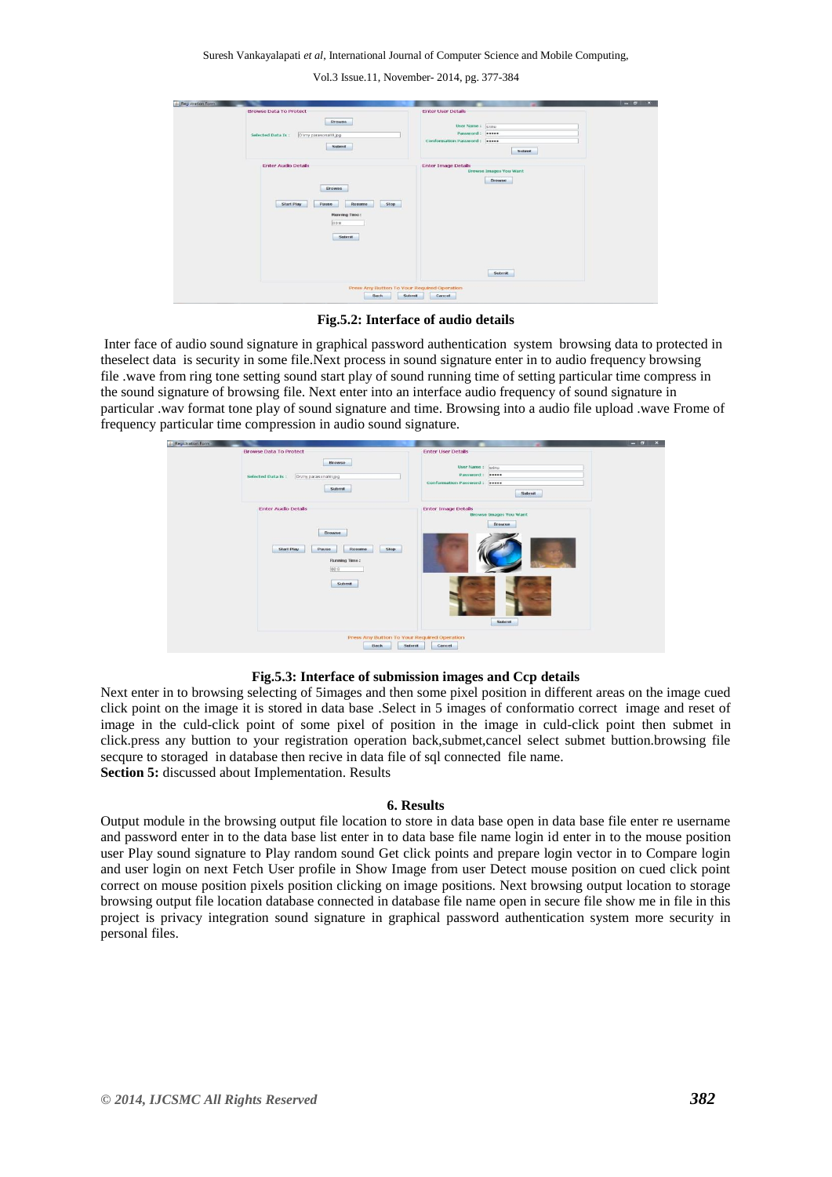**Fig.5.2: Interface of audio details**

Inter face of audio sound signature in graphical password authentication system browsing data to protected in theselect data is security in some file.Next process in sound signature enter in to audio frequency browsing file .wave from ring tone setting sound start play of sound running time of setting particular time compress in the sound signature of browsing file. Next enter into an interface audio frequency of sound signature in particular .wav format tone play of sound signature and time. Browsing into a audio file upload .wave Frome of frequency particular time compression in audio sound signature.

**Fig.5.3: Interface of submission images and Ccp details**

Next enter in to browsing selecting of 5images and then some pixel position in different areas on the image cued click point on the image it is stored in data base .Select in 5 images of conformatio correct image and reset of image in the culd-click point of some pixel of position in the image in culd-click point then submet in click.press any buttion to your registration operation back,submet,cancel select submet buttion.browsing file secqure to storaged in database then recive in data file of sql connected file name.

**Section 5:** discussed about Implementation. Results

## 6. Results

Output module in the browsing output file location to store in data base open in data base file enter re username and password enter in to the data base list enter in to data base file name login id enter in to the mouse position user Play sound signature to Play random sound Get click points and prepare login vector in to Compare login and user login on next Fetch User profile in Show Image from user Detect mouse position on cued click point correct on mouse position pixels position clicking on image positions. Next browsing output location to storage browsing output file location database connected in database file name open in secure file show me in file in this project is privacy integration sound signature in graphical password authentication system more security in personal files.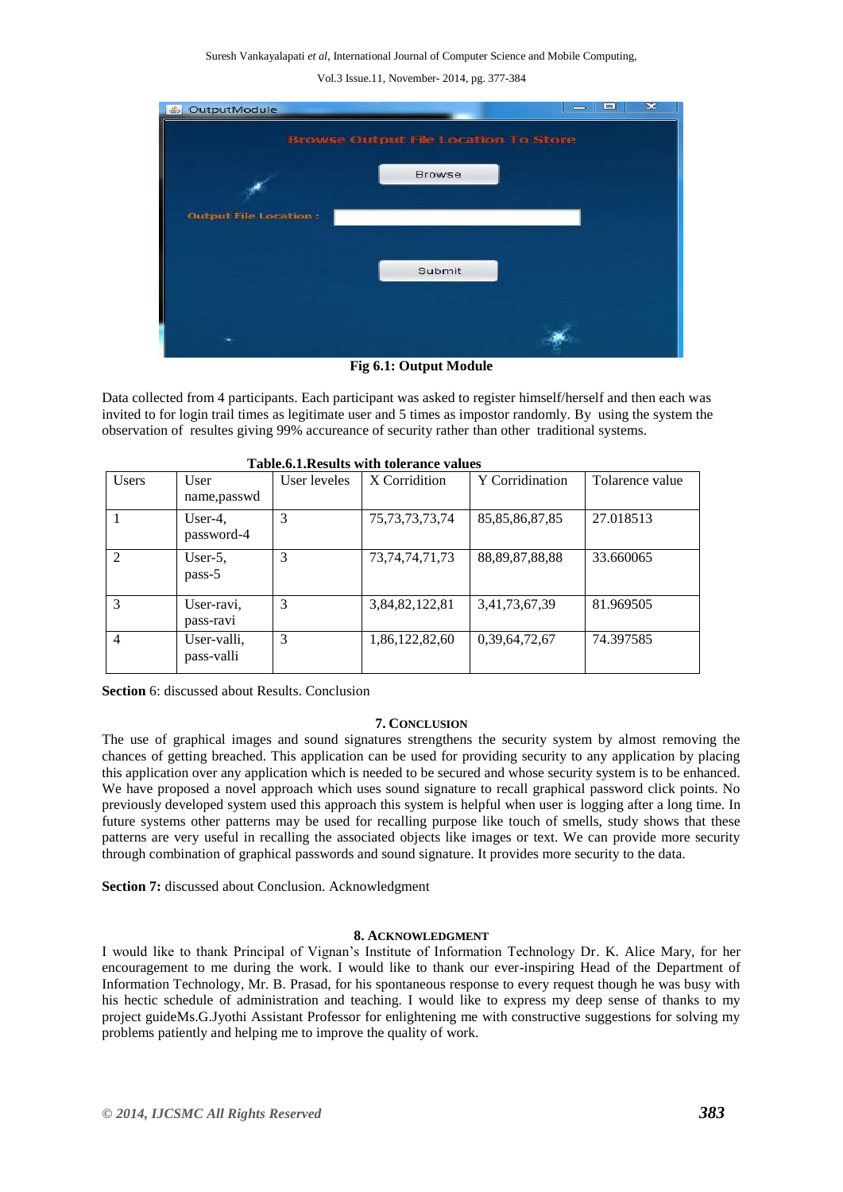**Fig 6.1: Output Module**

Data collected from 4 participants. Each participant was asked to register himself/herself and then each was invited to for login trail times as legitimate user and 5 times as impostor randomly. By using the system the observation of resultes giving 99% accureance of security rather than other traditional systems.

**Table.6.1.Results with tolerance values**

| Users | User name,passwd | User leveles | X Corridition | Y Corridination | Tolarence value |
|---|---|---|---|---|---|
| 1 | User-4, password-4 | 3 | 75,73,73,73,74 | 85,85,86,87,85 | 27.018513 |
| 2 | User-5, pass-5 | 3 | 73,74,74,71,73 | 88,89,87,88,88 | 33.660065 |
| 3 | User-ravi, pass-ravi | 3 | 3,84,82,122,81 | 3,41,73,67,39 | 81.969505 |
| 4 | User-valli, pass-valli | 3 | 1,86,122,82,60 | 0,39,64,72,67 | 74.397585 |

**Section** 6: discussed about Results. Conclusion

## 7. Conclusion

The use of graphical images and sound signatures strengthens the security system by almost removing the chances of getting breached. This application can be used for providing security to any application by placing this application over any application which is needed to be secured and whose security system is to be enhanced. We have proposed a novel approach which uses sound signature to recall graphical password click points. No previously developed system used this approach this system is helpful when user is logging after a long time. In future systems other patterns may be used for recalling purpose like touch of smells, study shows that these patterns are very useful in recalling the associated objects like images or text. We can provide more security through combination of graphical passwords and sound signature. It provides more security to the data.

**Section 7:** discussed about Conclusion. Acknowledgment

## 8. Acknowledgment

I would like to thank Principal of Vignan's Institute of Information Technology Dr. K. Alice Mary, for her encouragement to me during the work. I would like to thank our ever-inspiring Head of the Department of Information Technology, Mr. B. Prasad, for his spontaneous response to every request though he was busy with his hectic schedule of administration and teaching. I would like to express my deep sense of thanks to my project guideMs.G.Jyothi Assistant Professor for enlightening me with constructive suggestions for solving my problems patiently and helping me to improve the quality of work.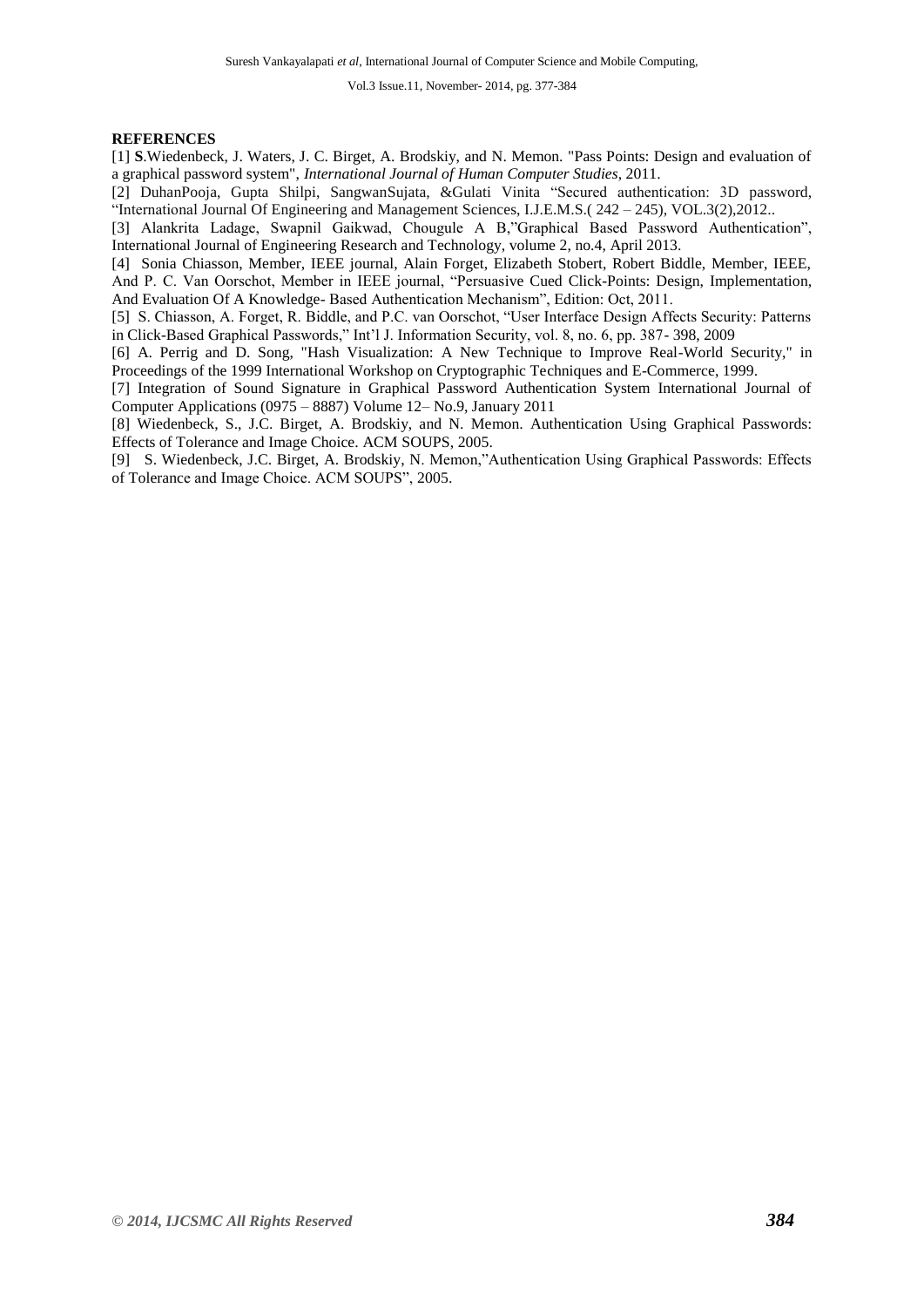**REFERENCES**

[1] **S**.Wiedenbeck, J. Waters, J. C. Birget, A. Brodskiy, and N. Memon. "Pass Points: Design and evaluation of a graphical password system", *International Journal of Human Computer Studies*, 2011.

[2] DuhanPooja, Gupta Shilpi, SangwanSujata, &Gulati Vinita "Secured authentication: 3D password, "International Journal Of Engineering and Management Sciences, I.J.E.M.S.( 242 – 245), VOL.3(2),2012..

[3] Alankrita Ladage, Swapnil Gaikwad, Chougule A B,"Graphical Based Password Authentication", International Journal of Engineering Research and Technology, volume 2, no.4, April 2013.

[4] Sonia Chiasson, Member, IEEE journal, Alain Forget, Elizabeth Stobert, Robert Biddle, Member, IEEE, And P. C. Van Oorschot, Member in IEEE journal, "Persuasive Cued Click-Points: Design, Implementation, And Evaluation Of A Knowledge- Based Authentication Mechanism", Edition: Oct, 2011.

[5] S. Chiasson, A. Forget, R. Biddle, and P.C. van Oorschot, "User Interface Design Affects Security: Patterns in Click-Based Graphical Passwords," Int'l J. Information Security, vol. 8, no. 6, pp. 387- 398, 2009

[6] A. Perrig and D. Song, "Hash Visualization: A New Technique to Improve Real-World Security," in Proceedings of the 1999 International Workshop on Cryptographic Techniques and E-Commerce, 1999.

[7] Integration of Sound Signature in Graphical Password Authentication System International Journal of Computer Applications (0975 – 8887) Volume 12– No.9, January 2011

[8] Wiedenbeck, S., J.C. Birget, A. Brodskiy, and N. Memon. Authentication Using Graphical Passwords: Effects of Tolerance and Image Choice. ACM SOUPS, 2005.

[9] S. Wiedenbeck, J.C. Birget, A. Brodskiy, N. Memon,"Authentication Using Graphical Passwords: Effects of Tolerance and Image Choice. ACM SOUPS", 2005.